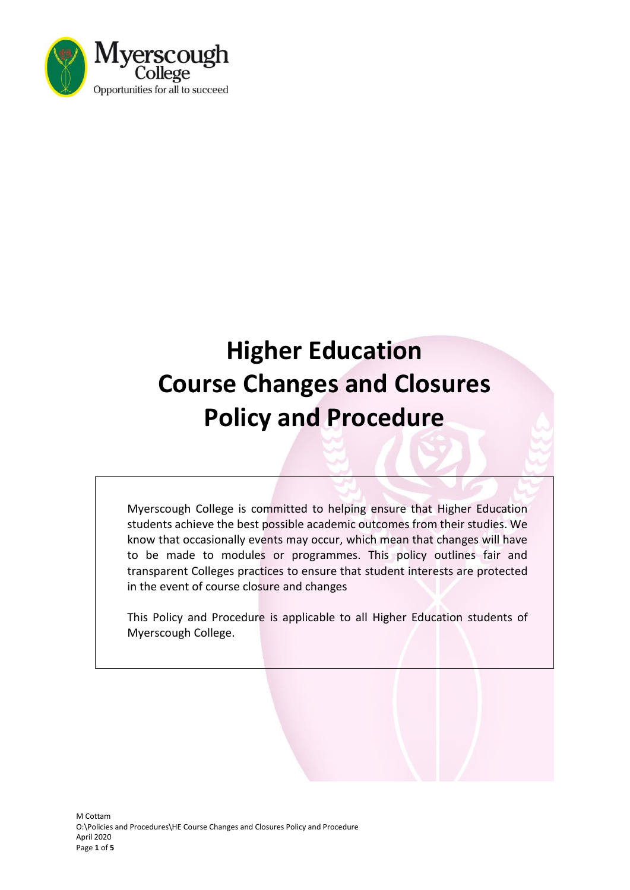Myerscough College
Opportunities for all to succeed

# Higher Education Course Changes and Closures Policy and Procedure

Myerscough College is committed to helping ensure that Higher Education students achieve the best possible academic outcomes from their studies. We know that occasionally events may occur, which mean that changes will have to be made to modules or programmes. This policy outlines fair and transparent Colleges practices to ensure that student interests are protected in the event of course closure and changes

This Policy and Procedure is applicable to all Higher Education students of Myerscough College.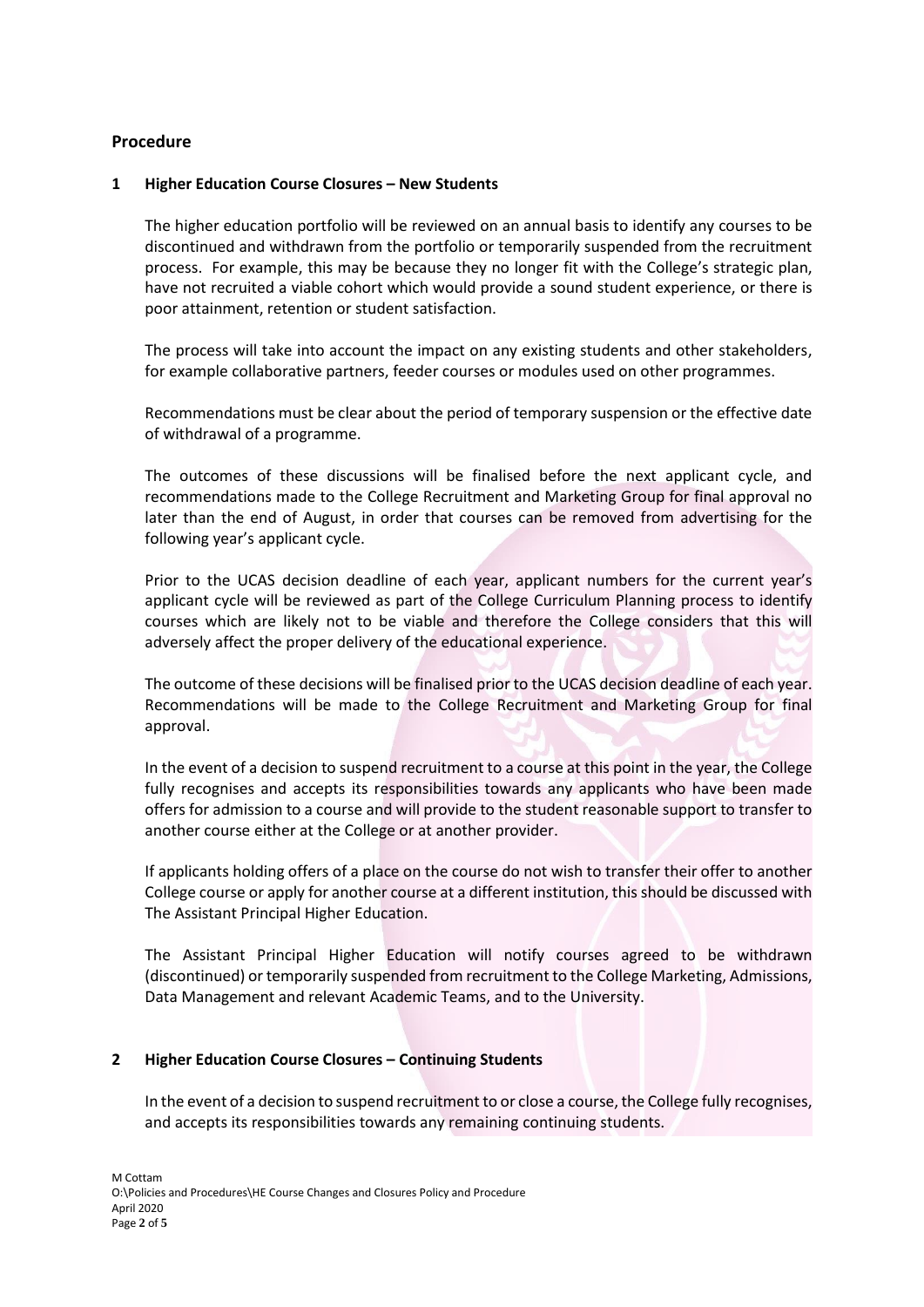## Procedure

### 1 Higher Education Course Closures – New Students

The higher education portfolio will be reviewed on an annual basis to identify any courses to be discontinued and withdrawn from the portfolio or temporarily suspended from the recruitment process. For example, this may be because they no longer fit with the College's strategic plan, have not recruited a viable cohort which would provide a sound student experience, or there is poor attainment, retention or student satisfaction.

The process will take into account the impact on any existing students and other stakeholders, for example collaborative partners, feeder courses or modules used on other programmes.

Recommendations must be clear about the period of temporary suspension or the effective date of withdrawal of a programme.

The outcomes of these discussions will be finalised before the next applicant cycle, and recommendations made to the College Recruitment and Marketing Group for final approval no later than the end of August, in order that courses can be removed from advertising for the following year's applicant cycle.

Prior to the UCAS decision deadline of each year, applicant numbers for the current year's applicant cycle will be reviewed as part of the College Curriculum Planning process to identify courses which are likely not to be viable and therefore the College considers that this will adversely affect the proper delivery of the educational experience.

The outcome of these decisions will be finalised prior to the UCAS decision deadline of each year. Recommendations will be made to the College Recruitment and Marketing Group for final approval.

In the event of a decision to suspend recruitment to a course at this point in the year, the College fully recognises and accepts its responsibilities towards any applicants who have been made offers for admission to a course and will provide to the student reasonable support to transfer to another course either at the College or at another provider.

If applicants holding offers of a place on the course do not wish to transfer their offer to another College course or apply for another course at a different institution, this should be discussed with The Assistant Principal Higher Education.

The Assistant Principal Higher Education will notify courses agreed to be withdrawn (discontinued) or temporarily suspended from recruitment to the College Marketing, Admissions, Data Management and relevant Academic Teams, and to the University.

### 2 Higher Education Course Closures – Continuing Students

In the event of a decision to suspend recruitment to or close a course, the College fully recognises, and accepts its responsibilities towards any remaining continuing students.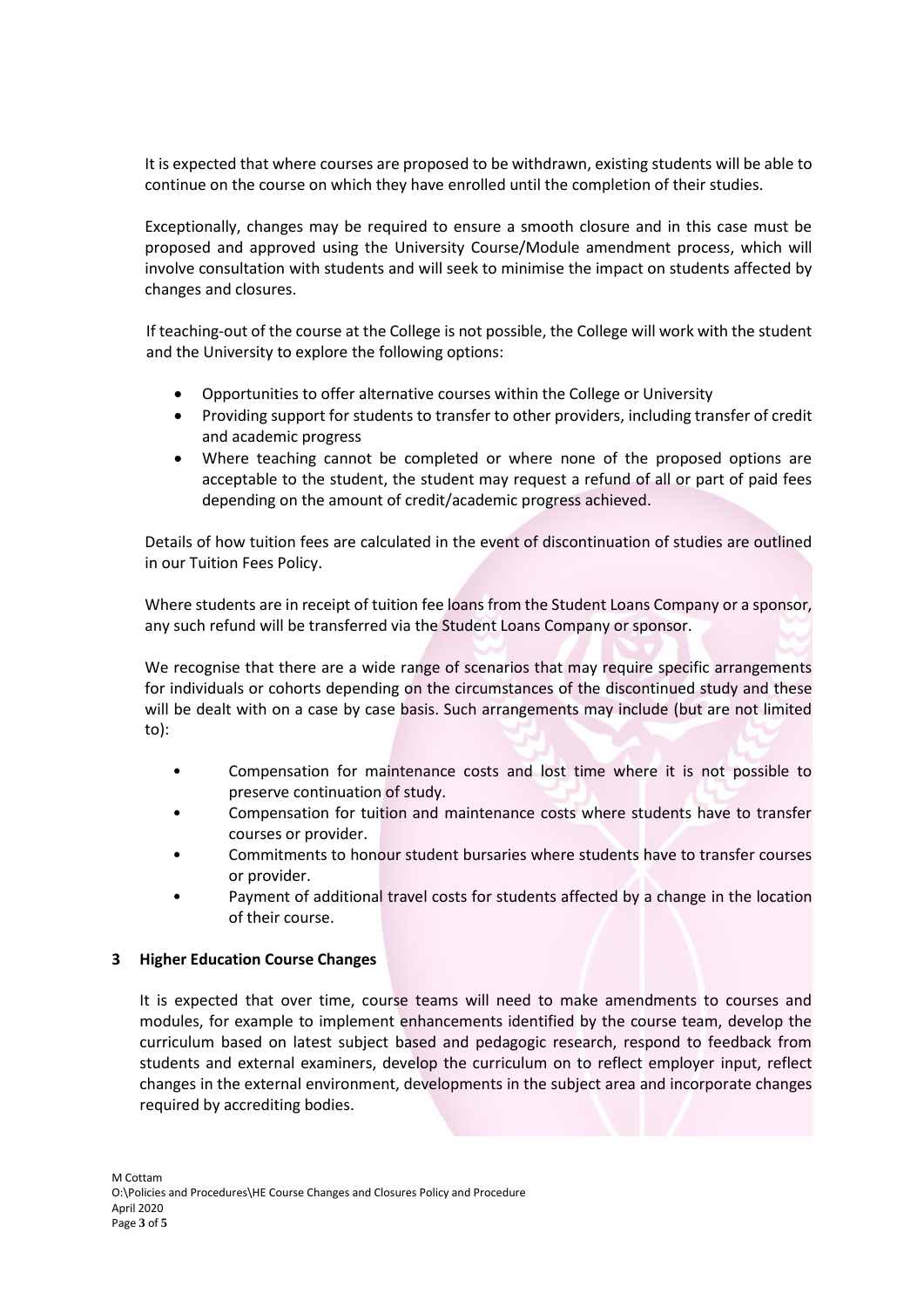It is expected that where courses are proposed to be withdrawn, existing students will be able to continue on the course on which they have enrolled until the completion of their studies.

Exceptionally, changes may be required to ensure a smooth closure and in this case must be proposed and approved using the University Course/Module amendment process, which will involve consultation with students and will seek to minimise the impact on students affected by changes and closures.

If teaching-out of the course at the College is not possible, the College will work with the student and the University to explore the following options:

- Opportunities to offer alternative courses within the College or University
- Providing support for students to transfer to other providers, including transfer of credit and academic progress
- Where teaching cannot be completed or where none of the proposed options are acceptable to the student, the student may request a refund of all or part of paid fees depending on the amount of credit/academic progress achieved.

Details of how tuition fees are calculated in the event of discontinuation of studies are outlined in our Tuition Fees Policy.

Where students are in receipt of tuition fee loans from the Student Loans Company or a sponsor, any such refund will be transferred via the Student Loans Company or sponsor.

We recognise that there are a wide range of scenarios that may require specific arrangements for individuals or cohorts depending on the circumstances of the discontinued study and these will be dealt with on a case by case basis. Such arrangements may include (but are not limited to):

- Compensation for maintenance costs and lost time where it is not possible to preserve continuation of study.
- Compensation for tuition and maintenance costs where students have to transfer courses or provider.
- Commitments to honour student bursaries where students have to transfer courses or provider.
- Payment of additional travel costs for students affected by a change in the location of their course.

## 3 Higher Education Course Changes

It is expected that over time, course teams will need to make amendments to courses and modules, for example to implement enhancements identified by the course team, develop the curriculum based on latest subject based and pedagogic research, respond to feedback from students and external examiners, develop the curriculum on to reflect employer input, reflect changes in the external environment, developments in the subject area and incorporate changes required by accrediting bodies.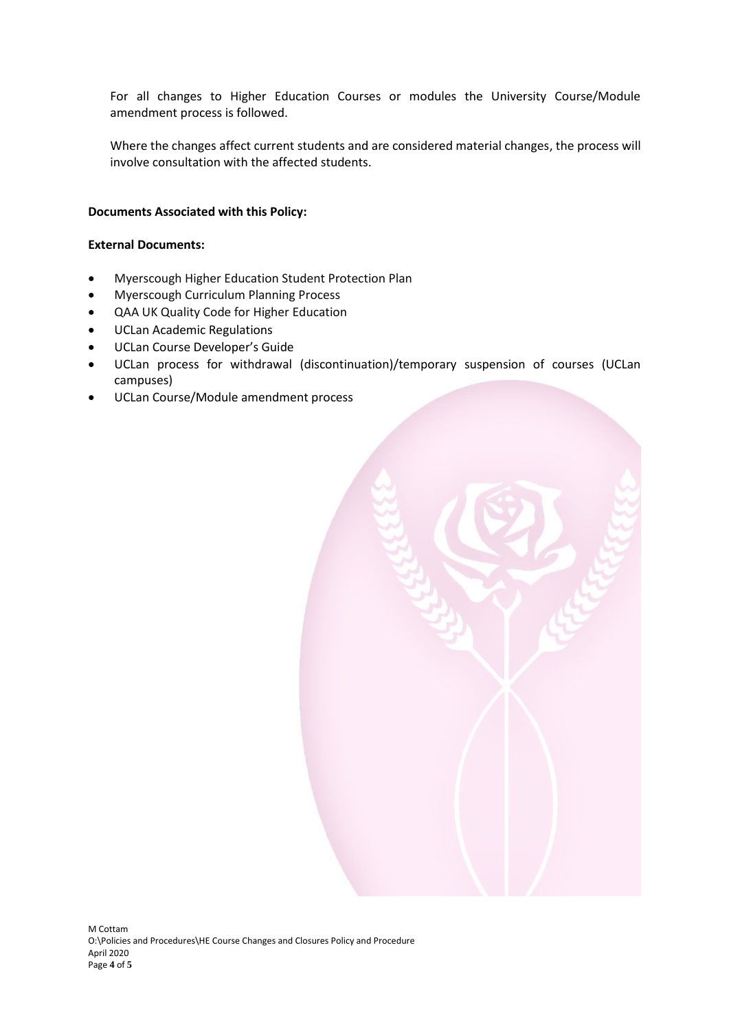For all changes to Higher Education Courses or modules the University Course/Module amendment process is followed.

Where the changes affect current students and are considered material changes, the process will involve consultation with the affected students.

**Documents Associated with this Policy:**

**External Documents:**

- Myerscough Higher Education Student Protection Plan
- Myerscough Curriculum Planning Process
- QAA UK Quality Code for Higher Education
- UCLan Academic Regulations
- UCLan Course Developer's Guide
- UCLan process for withdrawal (discontinuation)/temporary suspension of courses (UCLan campuses)
- UCLan Course/Module amendment process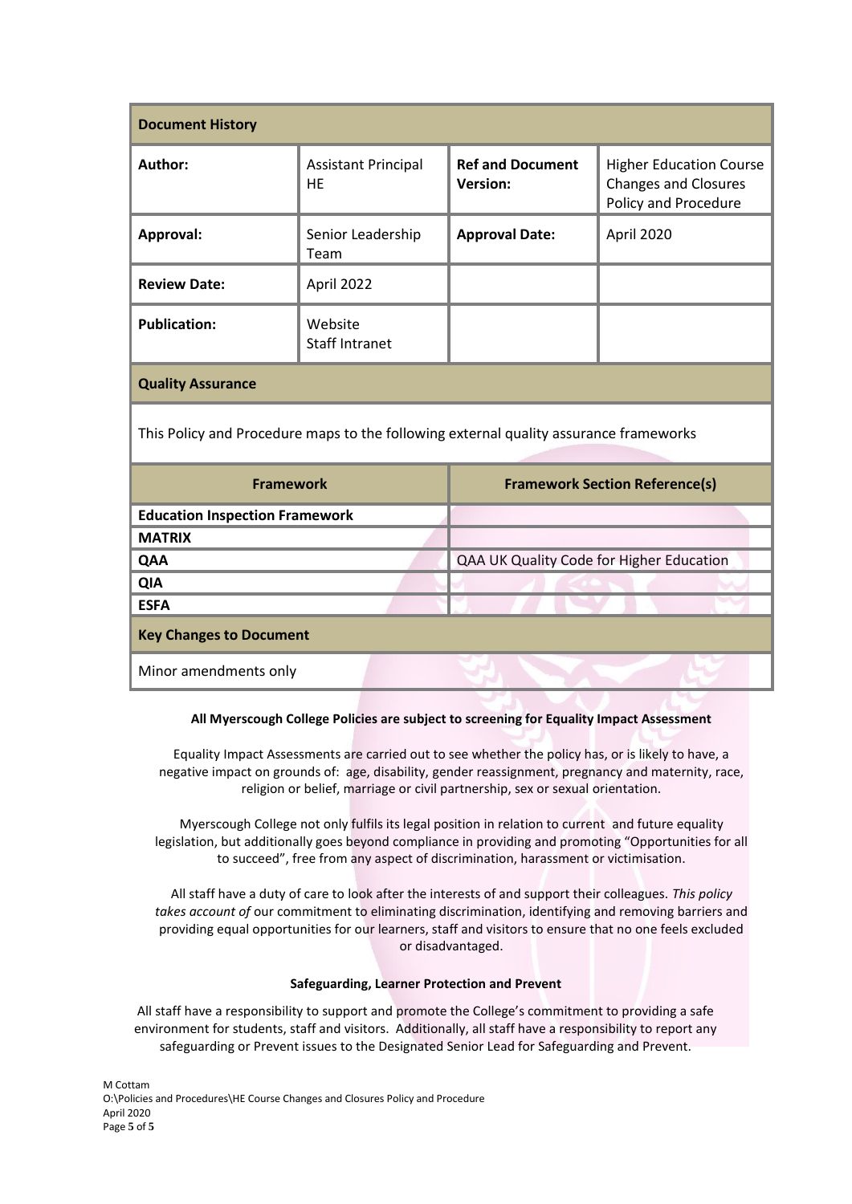| Document History | | | |
|---|---|---|---|
| **Author:** | Assistant Principal HE | **Ref and Document Version:** | Higher Education Course Changes and Closures Policy and Procedure |
| **Approval:** | Senior Leadership Team | **Approval Date:** | April 2020 |
| **Review Date:** | April 2022 | | |
| **Publication:** | Website<br>Staff Intranet | | |

**Quality Assurance**

This Policy and Procedure maps to the following external quality assurance frameworks

| Framework | Framework Section Reference(s) |
|---|---|
| **Education Inspection Framework** | |
| **MATRIX** | |
| **QAA** | QAA UK Quality Code for Higher Education |
| **QIA** | |
| **ESFA** | |

**Key Changes to Document**

Minor amendments only

**All Myerscough College Policies are subject to screening for Equality Impact Assessment**

Equality Impact Assessments are carried out to see whether the policy has, or is likely to have, a negative impact on grounds of: age, disability, gender reassignment, pregnancy and maternity, race, religion or belief, marriage or civil partnership, sex or sexual orientation.

Myerscough College not only fulfils its legal position in relation to current and future equality legislation, but additionally goes beyond compliance in providing and promoting "Opportunities for all to succeed", free from any aspect of discrimination, harassment or victimisation.

All staff have a duty of care to look after the interests of and support their colleagues. *This policy takes account of* our commitment to eliminating discrimination, identifying and removing barriers and providing equal opportunities for our learners, staff and visitors to ensure that no one feels excluded or disadvantaged.

**Safeguarding, Learner Protection and Prevent**

All staff have a responsibility to support and promote the College's commitment to providing a safe environment for students, staff and visitors. Additionally, all staff have a responsibility to report any safeguarding or Prevent issues to the Designated Senior Lead for Safeguarding and Prevent.

M Cottam
O:\Policies and Procedures\HE Course Changes and Closures Policy and Procedure
April 2020